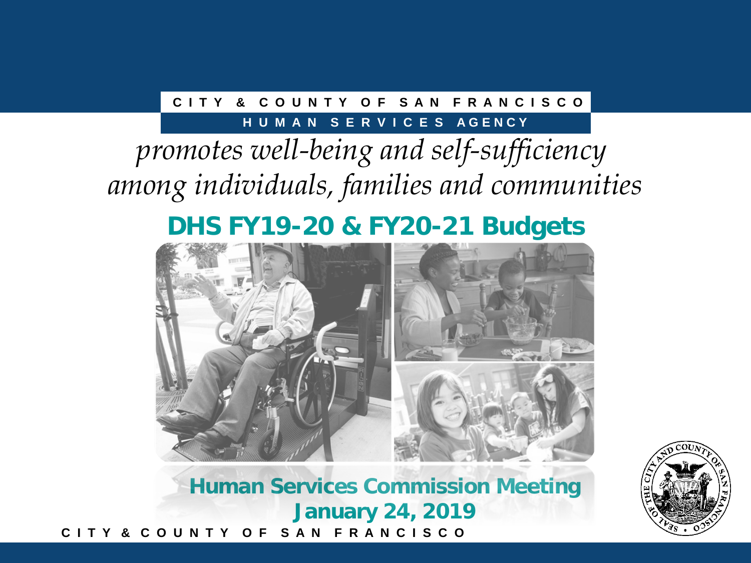CITY & COUNTY OF SAN FRANCISCO

HUMAN SERVICES AGENCY

*promotes well-being and self-sufficiency among individuals, families and communities*

# DHS FY19-20 & FY20-21 Budgets

## Human Services Commission Meeting
## January 24, 2019

CITY & COUNTY OF SAN FRANCISCO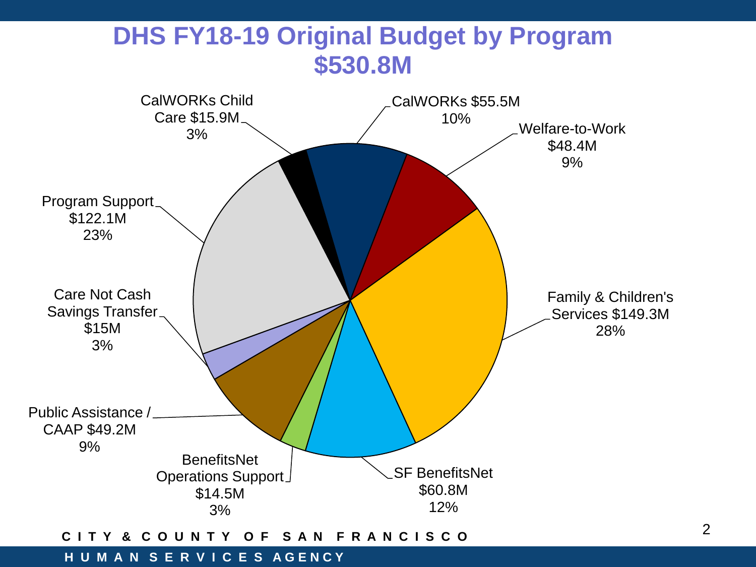# DHS FY18-19 Original Budget by Program $530.8M

- CalWORKs $55.5M 10%
- Welfare-to-Work $48.4M 9%
- Family & Children's Services $149.3M 28%
- SF BenefitsNet $60.8M 12%
- BenefitsNet Operations Support $14.5M 3%
- Public Assistance / CAAP $49.2M 9%
- Care Not Cash Savings Transfer $15M 3%
- Program Support $122.1M 23%
- CalWORKs Child Care $15.9M 3%

CITY & COUNTY OF SAN FRANCISCO

HUMAN SERVICES AGENCY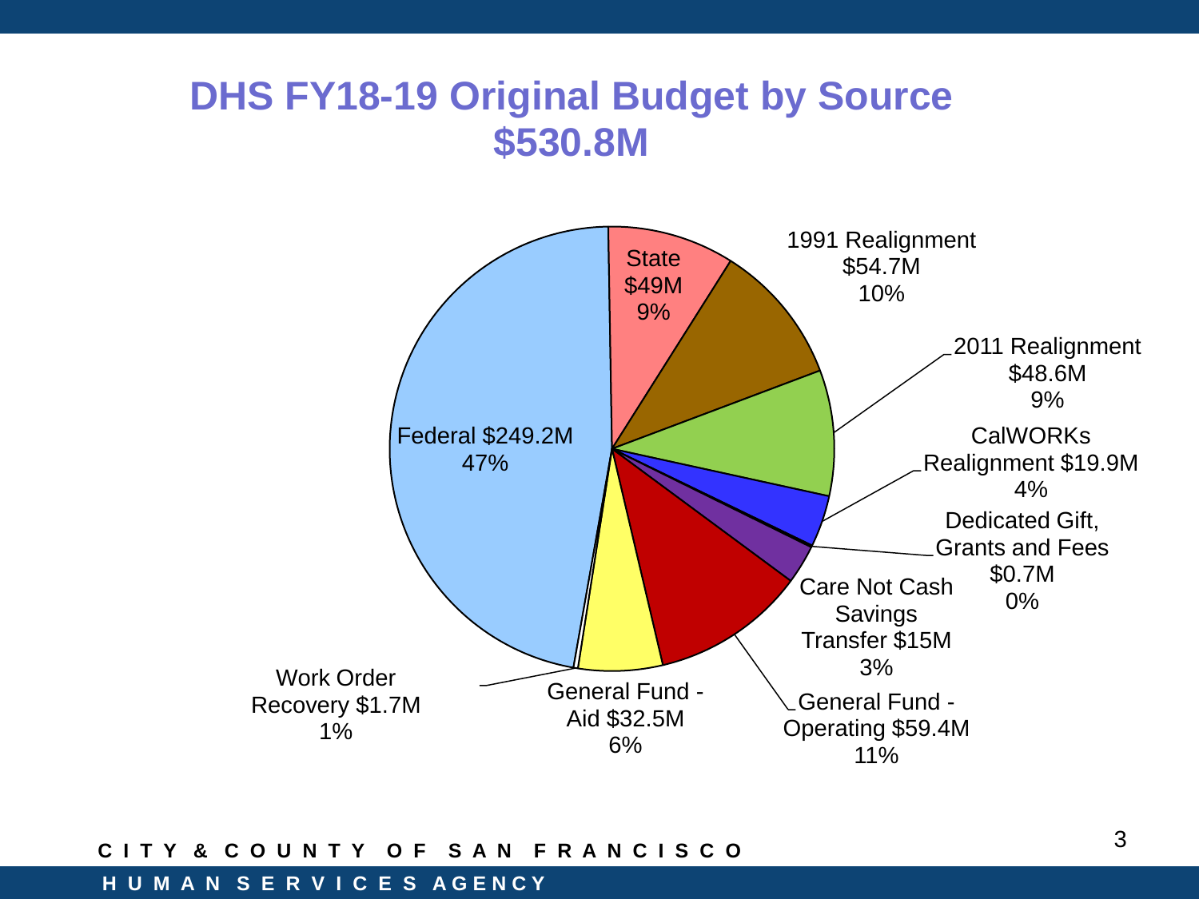# DHS FY18-19 Original Budget by Source $530.8M

State $49M 9%

1991 Realignment $54.7M 10%

2011 Realignment $48.6M 9%

CalWORKs Realignment $19.9M 4%

Dedicated Gift, Grants and Fees $0.7M 0%

Care Not Cash Savings Transfer $15M 3%

General Fund - Operating $59.4M 11%

General Fund - Aid $32.5M 6%

Work Order Recovery $1.7M 1%

Federal $249.2M 47%

CITY & COUNTY OF SAN FRANCISCO

HUMAN SERVICES AGENCY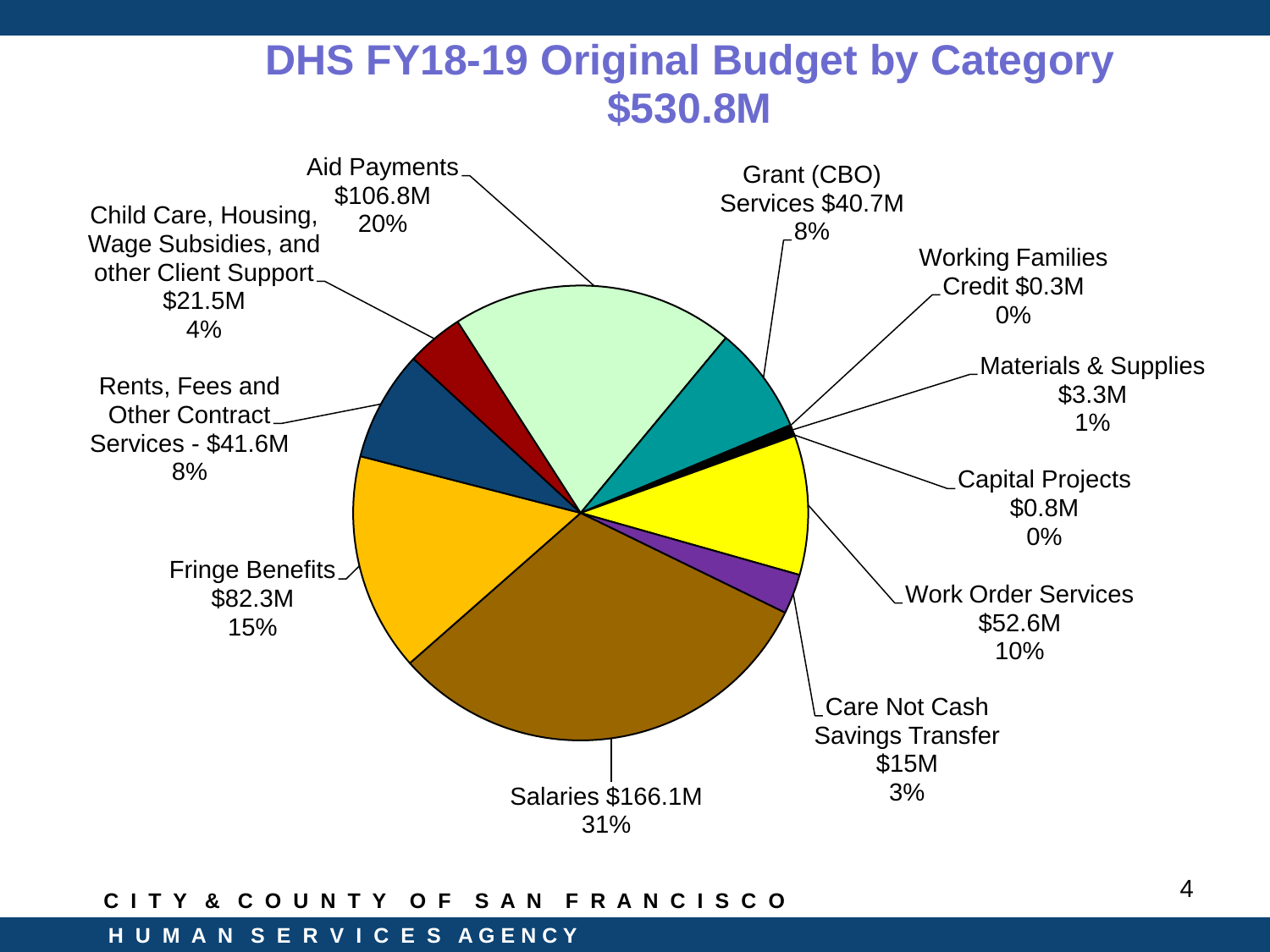# DHS FY18-19 Original Budget by Category $530.8M

- Aid Payments $106.8M 20%
- Grant (CBO) Services $40.7M 8%
- Working Families Credit $0.3M 0%
- Materials & Supplies $3.3M 1%
- Capital Projects $0.8M 0%
- Work Order Services $52.6M 10%
- Care Not Cash Savings Transfer $15M 3%
- Salaries $166.1M 31%
- Fringe Benefits $82.3M 15%
- Rents, Fees and Other Contract Services - $41.6M 8%
- Child Care, Housing, Wage Subsidies, and other Client Support $21.5M 4%

CITY & COUNTY OF SAN FRANCISCO

HUMAN SERVICES AGENCY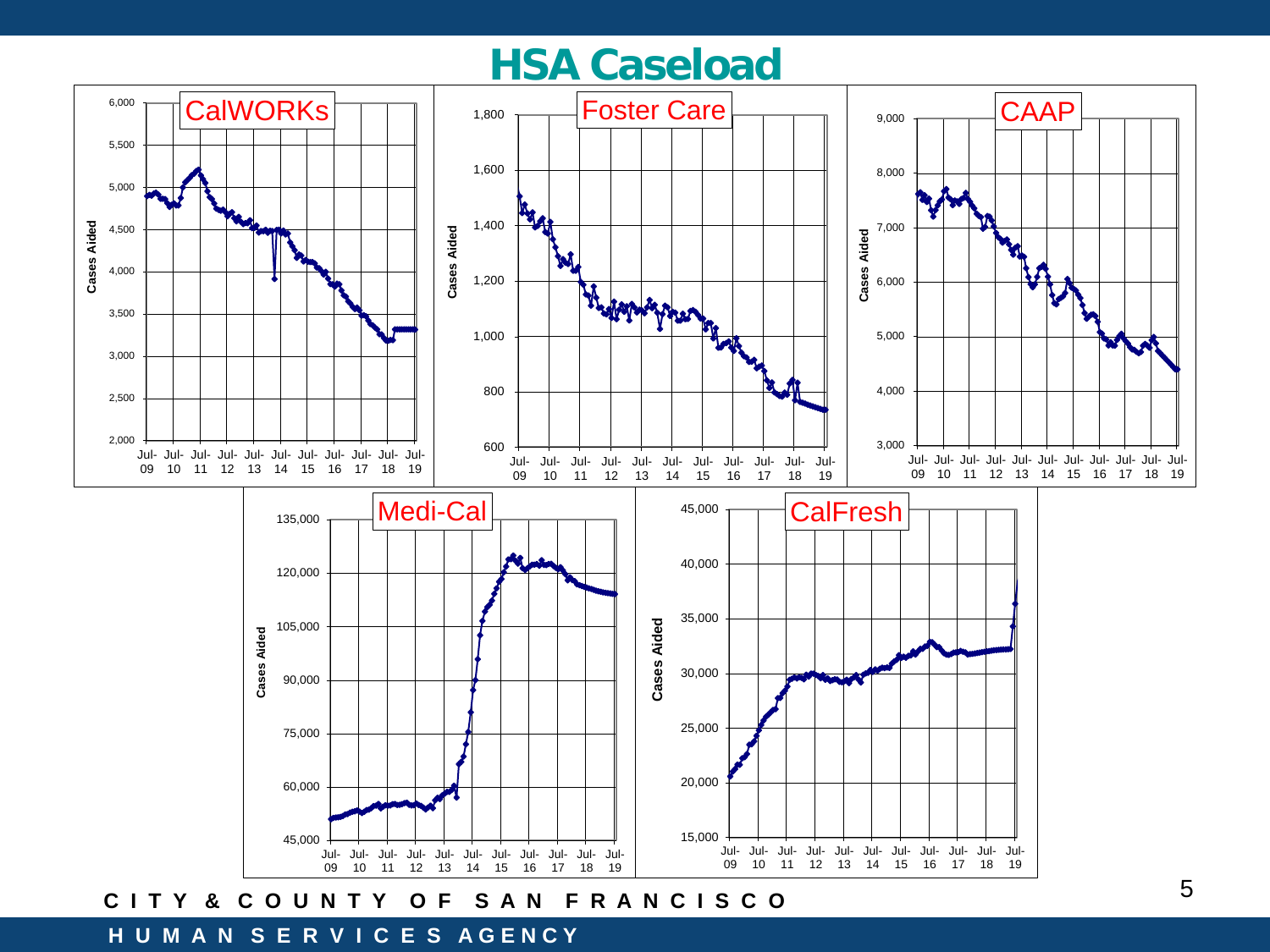# HSA Caseload

CalWORKs

Foster Care

CAAP

Medi-Cal

CalFresh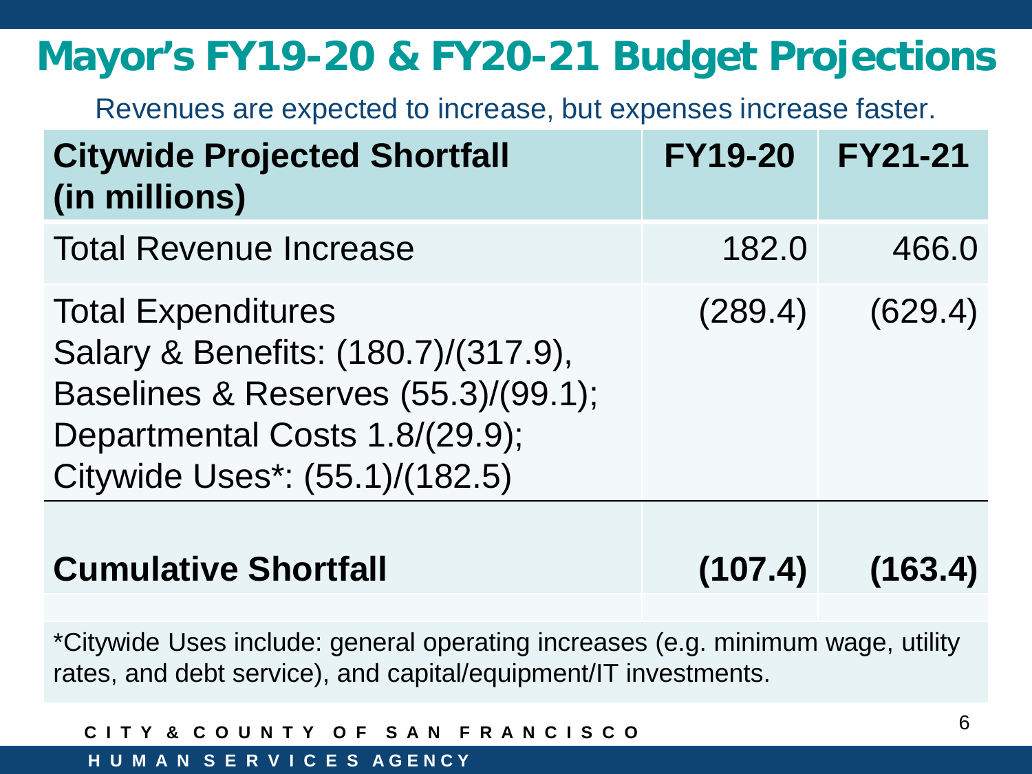# Mayor's FY19-20 & FY20-21 Budget Projections

Revenues are expected to increase, but expenses increase faster.

| Citywide Projected Shortfall (in millions) | FY19-20 | FY21-21 |
|---|---|---|
| Total Revenue Increase | 182.0 | 466.0 |
| Total Expenditures<br>Salary & Benefits: (180.7)/(317.9),<br>Baselines & Reserves (55.3)/(99.1);<br>Departmental Costs 1.8/(29.9);<br>Citywide Uses*: (55.1)/(182.5) | (289.4) | (629.4) |
| **Cumulative Shortfall** | **(107.4)** | **(163.4)** |

*Citywide Uses include: general operating increases (e.g. minimum wage, utility rates, and debt service), and capital/equipment/IT investments.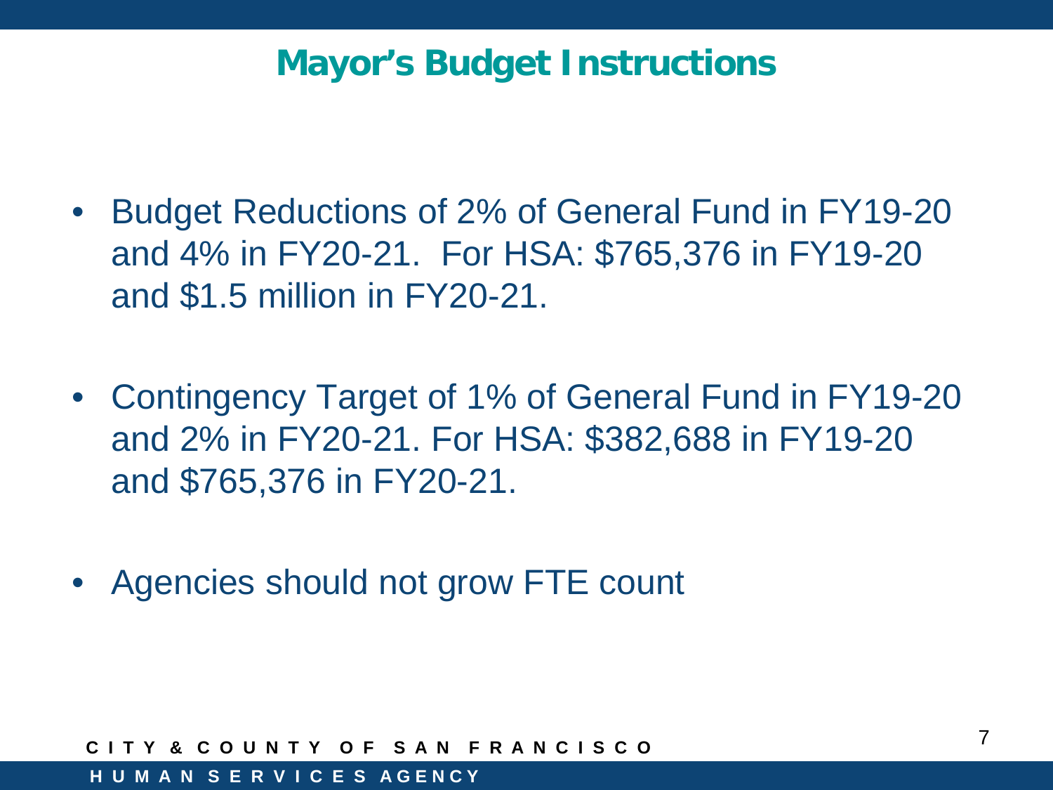# Mayor's Budget Instructions

- Budget Reductions of 2% of General Fund in FY19-20 and 4% in FY20-21. For HSA: $765,376 in FY19-20 and $1.5 million in FY20-21.

- Contingency Target of 1% of General Fund in FY19-20 and 2% in FY20-21. For HSA: $382,688 in FY19-20 and $765,376 in FY20-21.

- Agencies should not grow FTE count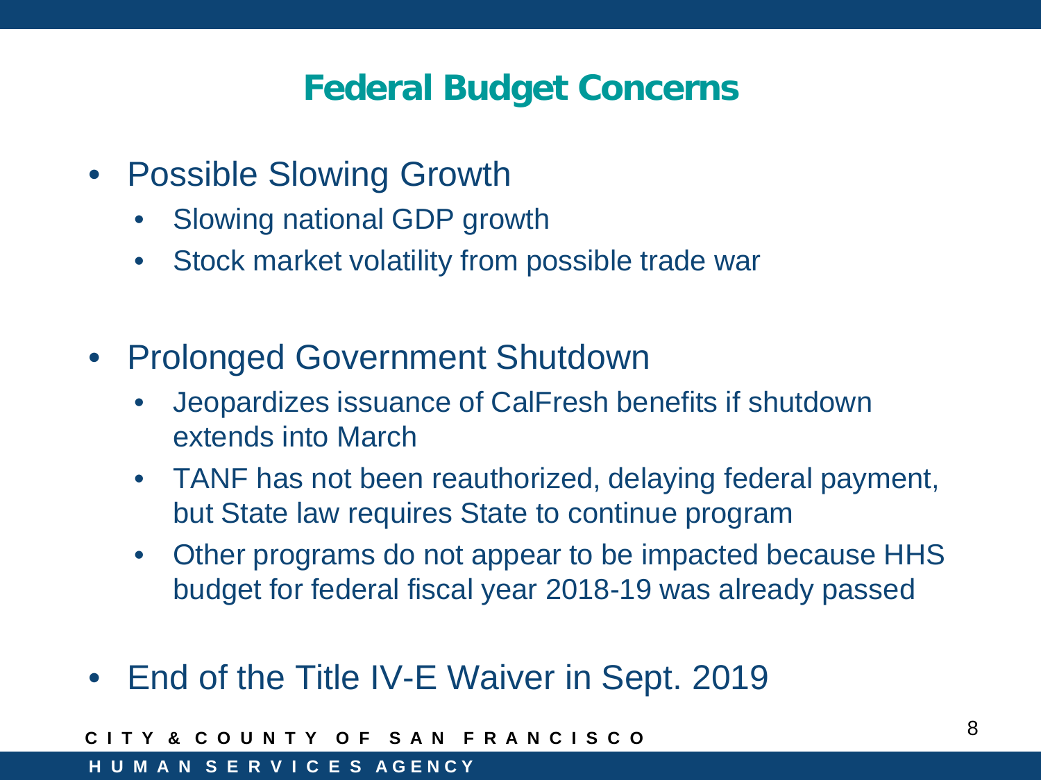# Federal Budget Concerns

- Possible Slowing Growth
  - Slowing national GDP growth
  - Stock market volatility from possible trade war

- Prolonged Government Shutdown
  - Jeopardizes issuance of CalFresh benefits if shutdown extends into March
  - TANF has not been reauthorized, delaying federal payment, but State law requires State to continue program
  - Other programs do not appear to be impacted because HHS budget for federal fiscal year 2018-19 was already passed

- End of the Title IV-E Waiver in Sept. 2019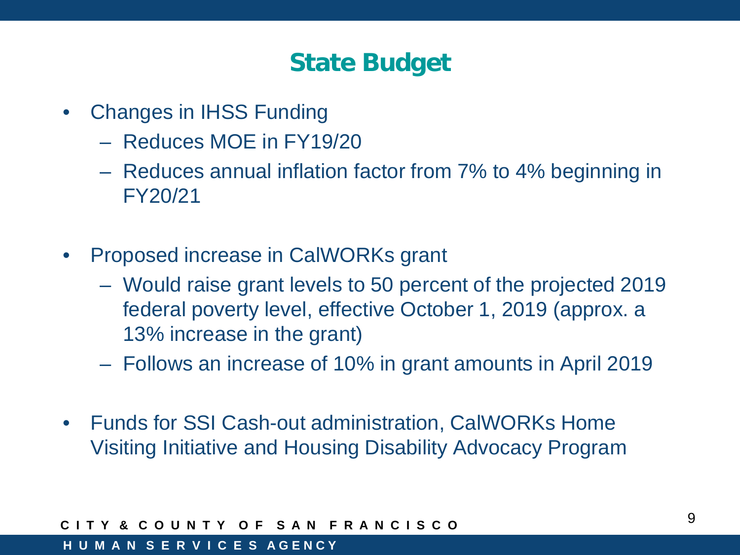# State Budget

- Changes in IHSS Funding
  - Reduces MOE in FY19/20
  - Reduces annual inflation factor from 7% to 4% beginning in FY20/21
- Proposed increase in CalWORKs grant
  - Would raise grant levels to 50 percent of the projected 2019 federal poverty level, effective October 1, 2019 (approx. a 13% increase in the grant)
  - Follows an increase of 10% in grant amounts in April 2019
- Funds for SSI Cash-out administration, CalWORKs Home Visiting Initiative and Housing Disability Advocacy Program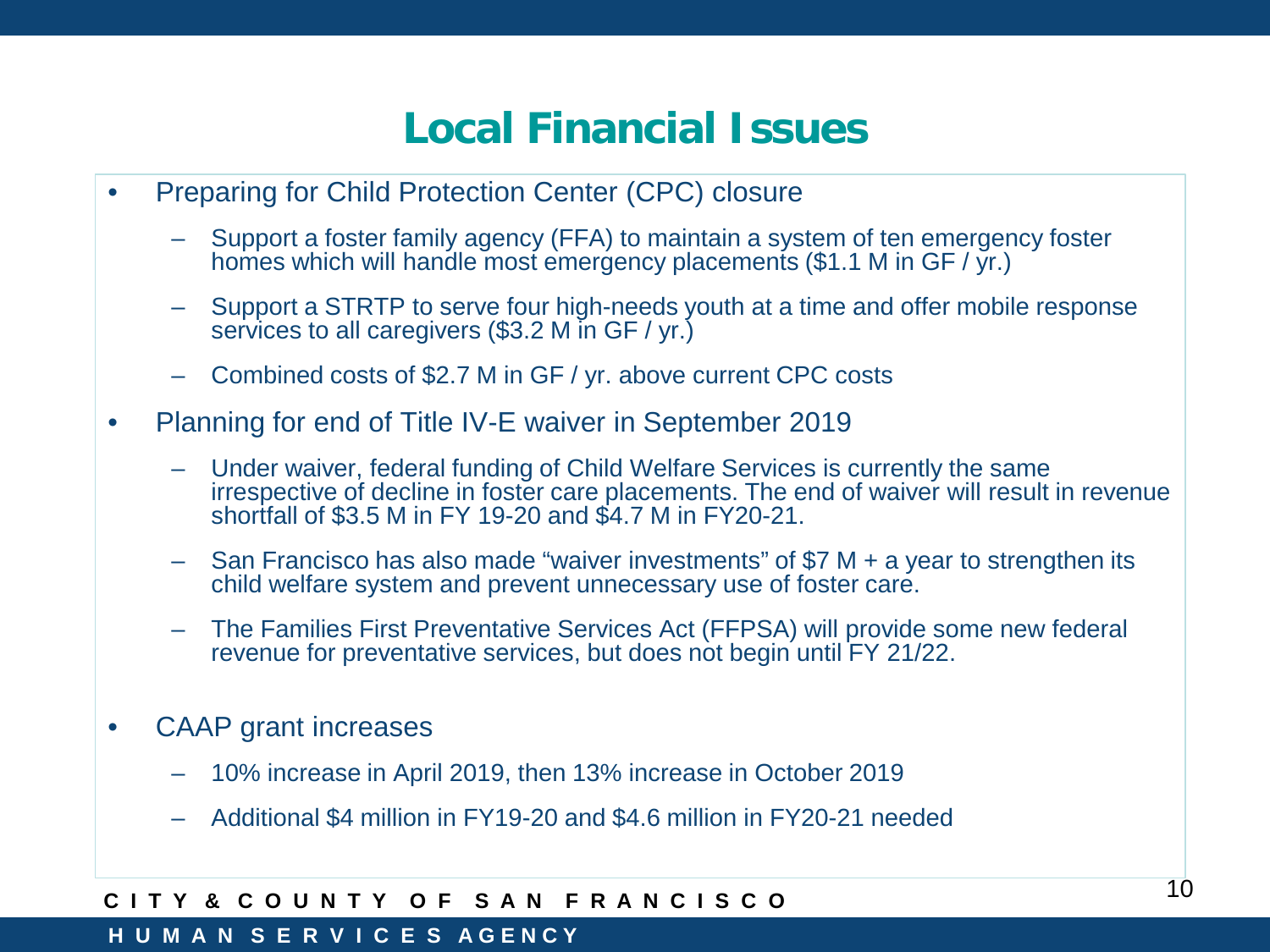# Local Financial Issues

- Preparing for Child Protection Center (CPC) closure
  - Support a foster family agency (FFA) to maintain a system of ten emergency foster homes which will handle most emergency placements ($1.1 M in GF / yr.)
  - Support a STRTP to serve four high-needs youth at a time and offer mobile response services to all caregivers ($3.2 M in GF / yr.)
  - Combined costs of $2.7 M in GF / yr. above current CPC costs
- Planning for end of Title IV-E waiver in September 2019
  - Under waiver, federal funding of Child Welfare Services is currently the same irrespective of decline in foster care placements. The end of waiver will result in revenue shortfall of $3.5 M in FY 19-20 and $4.7 M in FY20-21.
  - San Francisco has also made "waiver investments" of $7 M + a year to strengthen its child welfare system and prevent unnecessary use of foster care.
  - The Families First Preventative Services Act (FFPSA) will provide some new federal revenue for preventative services, but does not begin until FY 21/22.
- CAAP grant increases
  - 10% increase in April 2019, then 13% increase in October 2019
  - Additional $4 million in FY19-20 and $4.6 million in FY20-21 needed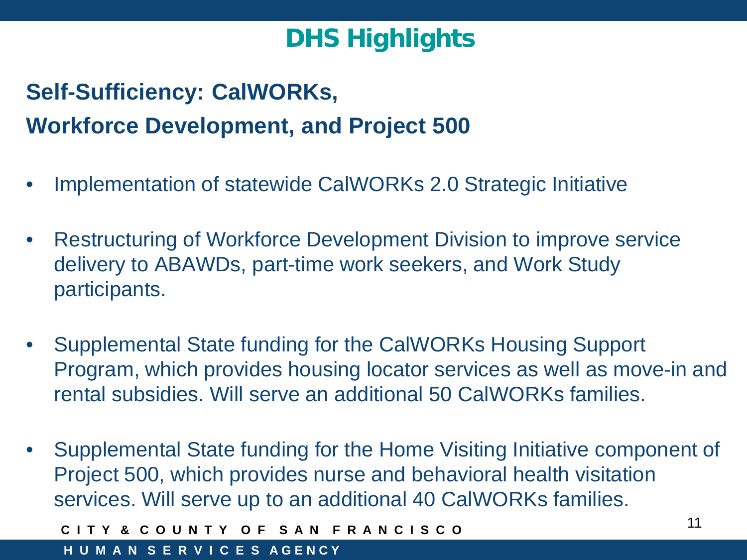# DHS Highlights

## Self-Sufficiency: CalWORKs, Workforce Development, and Project 500

- Implementation of statewide CalWORKs 2.0 Strategic Initiative
- Restructuring of Workforce Development Division to improve service delivery to ABAWDs, part-time work seekers, and Work Study participants.
- Supplemental State funding for the CalWORKs Housing Support Program, which provides housing locator services as well as move-in and rental subsidies. Will serve an additional 50 CalWORKs families.
- Supplemental State funding for the Home Visiting Initiative component of Project 500, which provides nurse and behavioral health visitation services. Will serve up to an additional 40 CalWORKs families.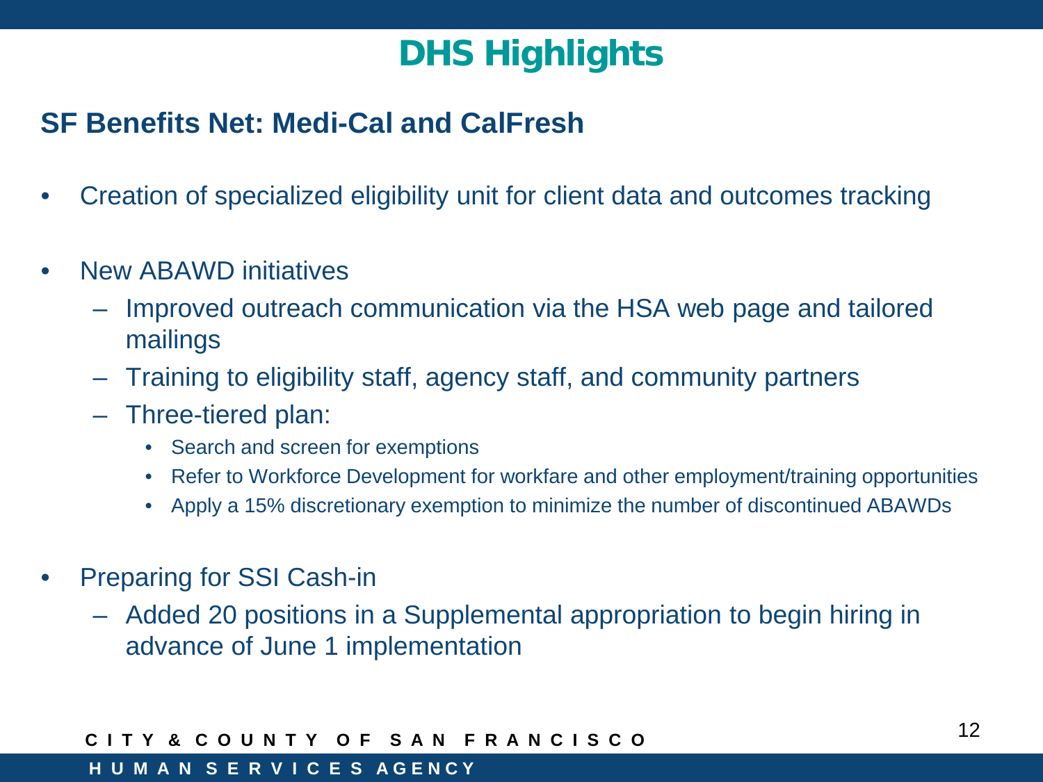# DHS Highlights

## SF Benefits Net: Medi-Cal and CalFresh

- Creation of specialized eligibility unit for client data and outcomes tracking
- New ABAWD initiatives
  - Improved outreach communication via the HSA web page and tailored mailings
  - Training to eligibility staff, agency staff, and community partners
  - Three-tiered plan:
    - Search and screen for exemptions
    - Refer to Workforce Development for workfare and other employment/training opportunities
    - Apply a 15% discretionary exemption to minimize the number of discontinued ABAWDs
- Preparing for SSI Cash-in
  - Added 20 positions in a Supplemental appropriation to begin hiring in advance of June 1 implementation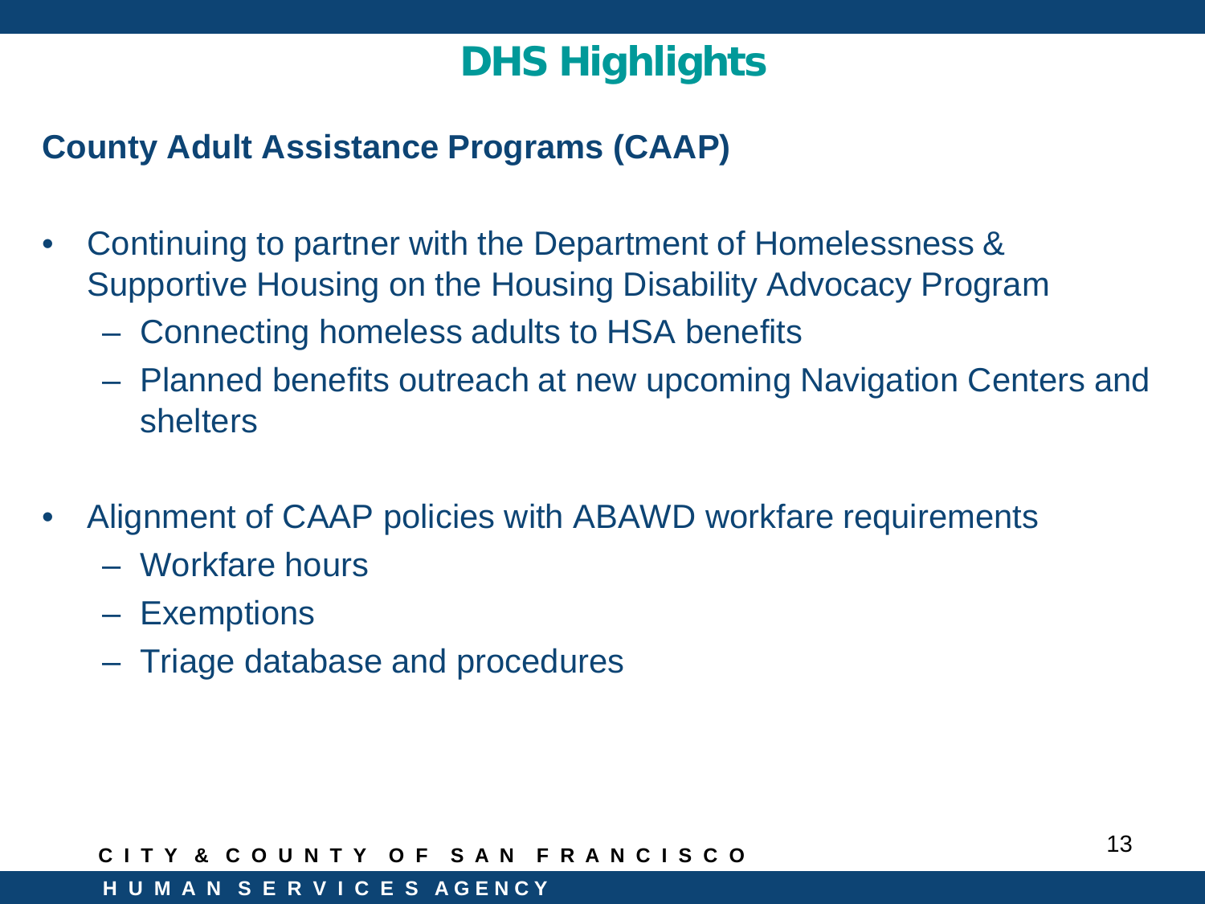# DHS Highlights

## County Adult Assistance Programs (CAAP)

- Continuing to partner with the Department of Homelessness & Supportive Housing on the Housing Disability Advocacy Program
  - Connecting homeless adults to HSA benefits
  - Planned benefits outreach at new upcoming Navigation Centers and shelters

- Alignment of CAAP policies with ABAWD workfare requirements
  - Workfare hours
  - Exemptions
  - Triage database and procedures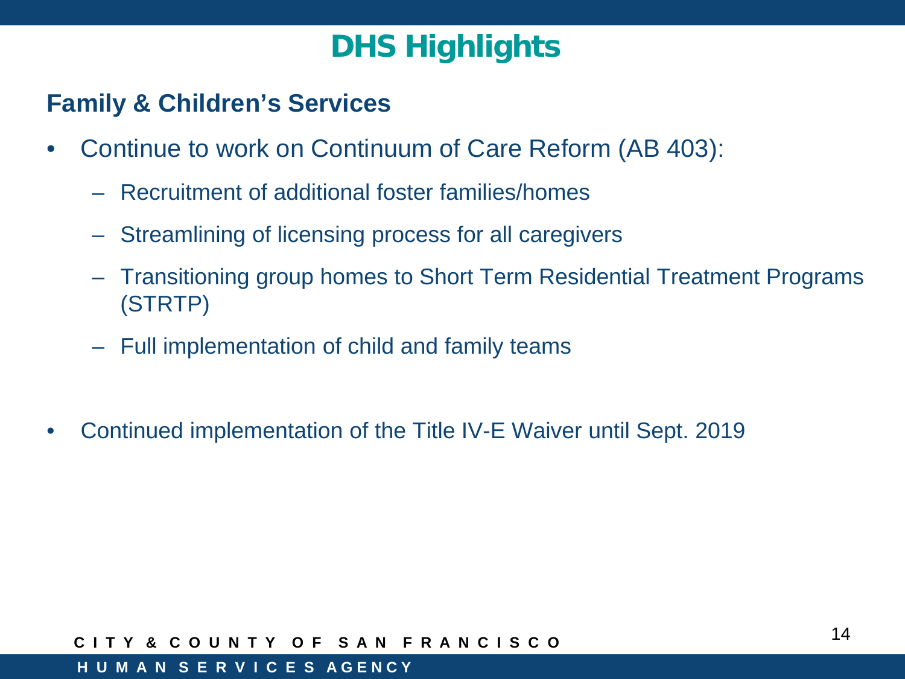# DHS Highlights

## Family & Children's Services

- Continue to work on Continuum of Care Reform (AB 403):
  - Recruitment of additional foster families/homes
  - Streamlining of licensing process for all caregivers
  - Transitioning group homes to Short Term Residential Treatment Programs (STRTP)
  - Full implementation of child and family teams

- Continued implementation of the Title IV-E Waiver until Sept. 2019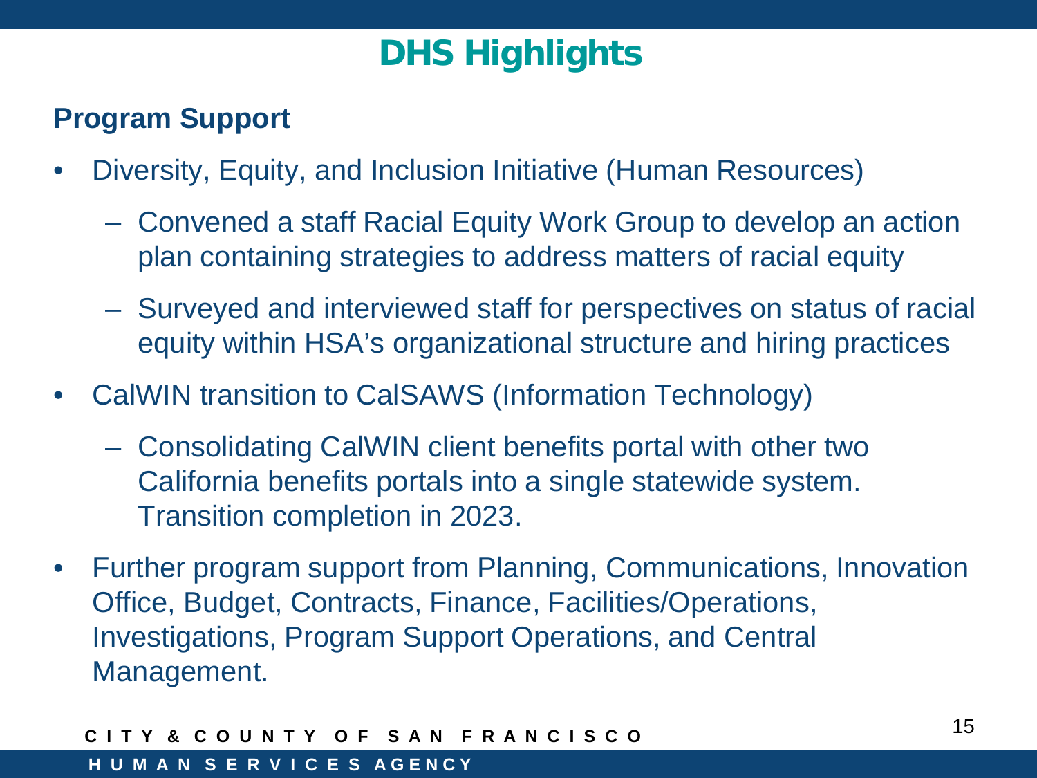# DHS Highlights

## Program Support

- Diversity, Equity, and Inclusion Initiative (Human Resources)
  - Convened a staff Racial Equity Work Group to develop an action plan containing strategies to address matters of racial equity
  - Surveyed and interviewed staff for perspectives on status of racial equity within HSA's organizational structure and hiring practices
- CalWIN transition to CalSAWS (Information Technology)
  - Consolidating CalWIN client benefits portal with other two California benefits portals into a single statewide system. Transition completion in 2023.
- Further program support from Planning, Communications, Innovation Office, Budget, Contracts, Finance, Facilities/Operations, Investigations, Program Support Operations, and Central Management.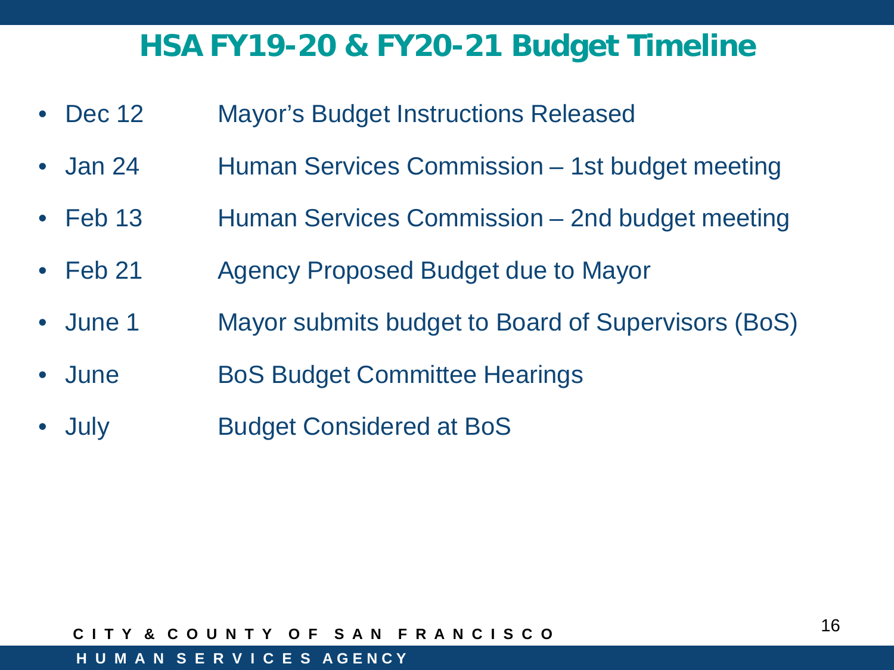# HSA FY19-20 & FY20-21 Budget Timeline

- Dec 12 Mayor's Budget Instructions Released
- Jan 24 Human Services Commission – 1st budget meeting
- Feb 13 Human Services Commission – 2nd budget meeting
- Feb 21 Agency Proposed Budget due to Mayor
- June 1 Mayor submits budget to Board of Supervisors (BoS)
- June BoS Budget Committee Hearings
- July Budget Considered at BoS